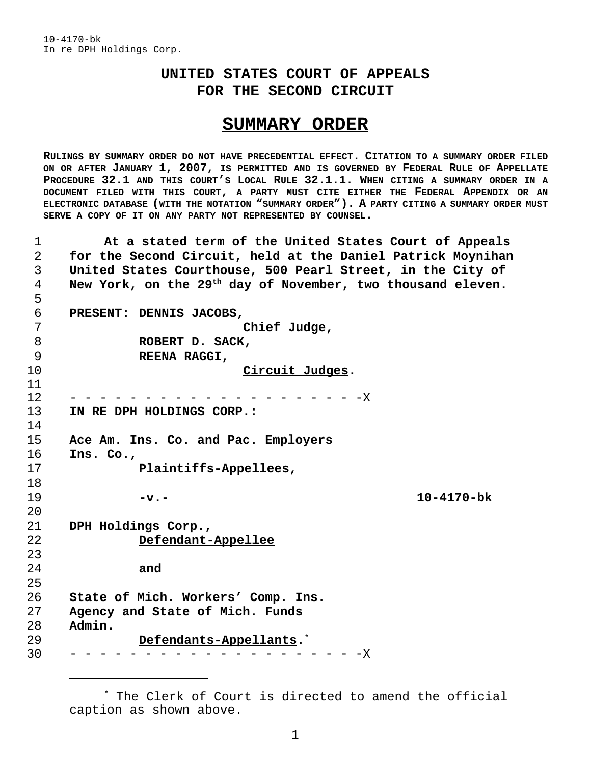10-4170-bk
In re DPH Holdings Corp.

# UNITED STATES COURT OF APPEALS
# FOR THE SECOND CIRCUIT

## SUMMARY ORDER

**RULINGS BY SUMMARY ORDER DO NOT HAVE PRECEDENTIAL EFFECT. CITATION TO A SUMMARY ORDER FILED ON OR AFTER JANUARY 1, 2007, IS PERMITTED AND IS GOVERNED BY FEDERAL RULE OF APPELLATE PROCEDURE 32.1 AND THIS COURT'S LOCAL RULE 32.1.1. WHEN CITING A SUMMARY ORDER IN A DOCUMENT FILED WITH THIS COURT, A PARTY MUST CITE EITHER THE FEDERAL APPENDIX OR AN ELECTRONIC DATABASE (WITH THE NOTATION "SUMMARY ORDER"). A PARTY CITING A SUMMARY ORDER MUST SERVE A COPY OF IT ON ANY PARTY NOT REPRESENTED BY COUNSEL.**

**At a stated term of the United States Court of Appeals for the Second Circuit, held at the Daniel Patrick Moynihan United States Courthouse, 500 Pearl Street, in the City of New York, on the 29th day of November, two thousand eleven.**

**PRESENT: DENNIS JACOBS,**
*Chief Judge*,
**ROBERT D. SACK,**
**REENA RAGGI,**
*Circuit Judges*.

- - - - - - - - - - - - - - - - - - - - - -X

**IN RE DPH HOLDINGS CORP.:**

**Ace Am. Ins. Co. and Pac. Employers Ins. Co.,**
*Plaintiffs-Appellees*,

**-v.-** **10-4170-bk**

**DPH Holdings Corp.,**
*Defendant-Appellee*

**and**

**State of Mich. Workers' Comp. Ins. Agency and State of Mich. Funds Admin.**
*Defendants-Appellants*.*

- - - - - - - - - - - - - - - - - - - - - -X

---

* The Clerk of Court is directed to amend the official caption as shown above.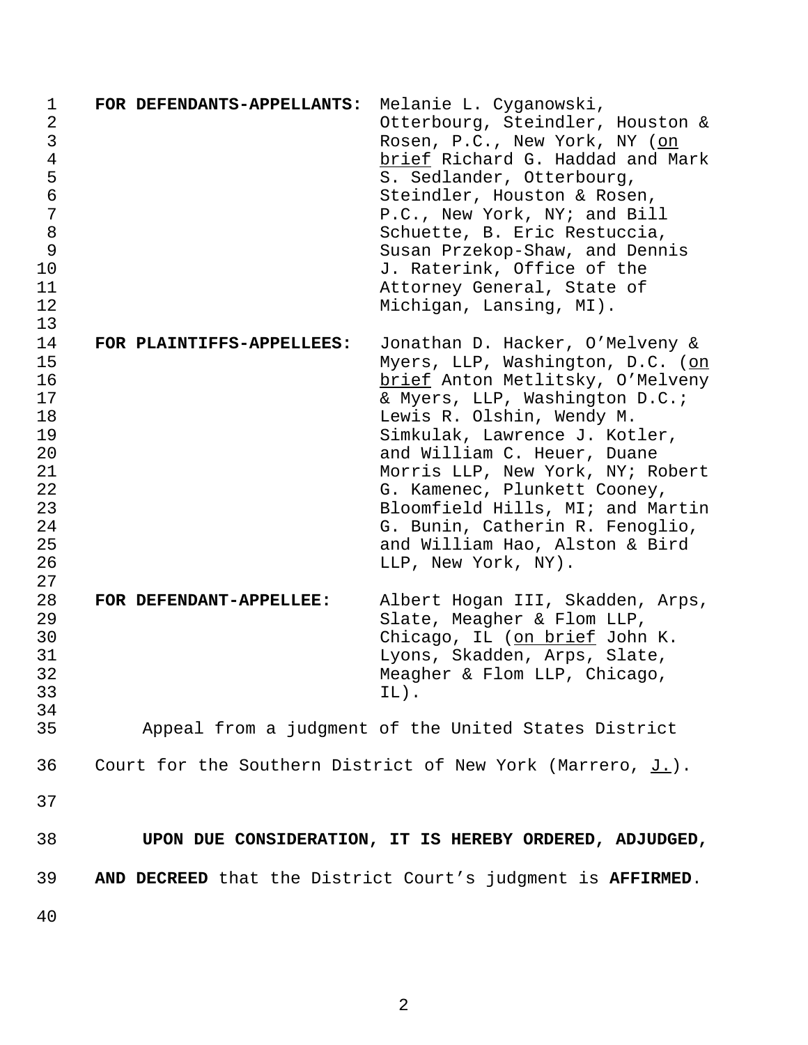**FOR DEFENDANTS-APPELLANTS:** Melanie L. Cyganowski, Otterbourg, Steindler, Houston & Rosen, P.C., New York, NY (on brief Richard G. Haddad and Mark S. Sedlander, Otterbourg, Steindler, Houston & Rosen, P.C., New York, NY; and Bill Schuette, B. Eric Restuccia, Susan Przekop-Shaw, and Dennis J. Raterink, Office of the Attorney General, State of Michigan, Lansing, MI).

**FOR PLAINTIFFS-APPELLEES:** Jonathan D. Hacker, O'Melveny & Myers, LLP, Washington, D.C. (on brief Anton Metlitsky, O'Melveny & Myers, LLP, Washington D.C.; Lewis R. Olshin, Wendy M. Simkulak, Lawrence J. Kotler, and William C. Heuer, Duane Morris LLP, New York, NY; Robert G. Kamenec, Plunkett Cooney, Bloomfield Hills, MI; and Martin G. Bunin, Catherin R. Fenoglio, and William Hao, Alston & Bird LLP, New York, NY).

**FOR DEFENDANT-APPELLEE:** Albert Hogan III, Skadden, Arps, Slate, Meagher & Flom LLP, Chicago, IL (on brief John K. Lyons, Skadden, Arps, Slate, Meagher & Flom LLP, Chicago, IL).

Appeal from a judgment of the United States District Court for the Southern District of New York (Marrero, J.).

**UPON DUE CONSIDERATION, IT IS HEREBY ORDERED, ADJUDGED, AND DECREED** that the District Court's judgment is **AFFIRMED**.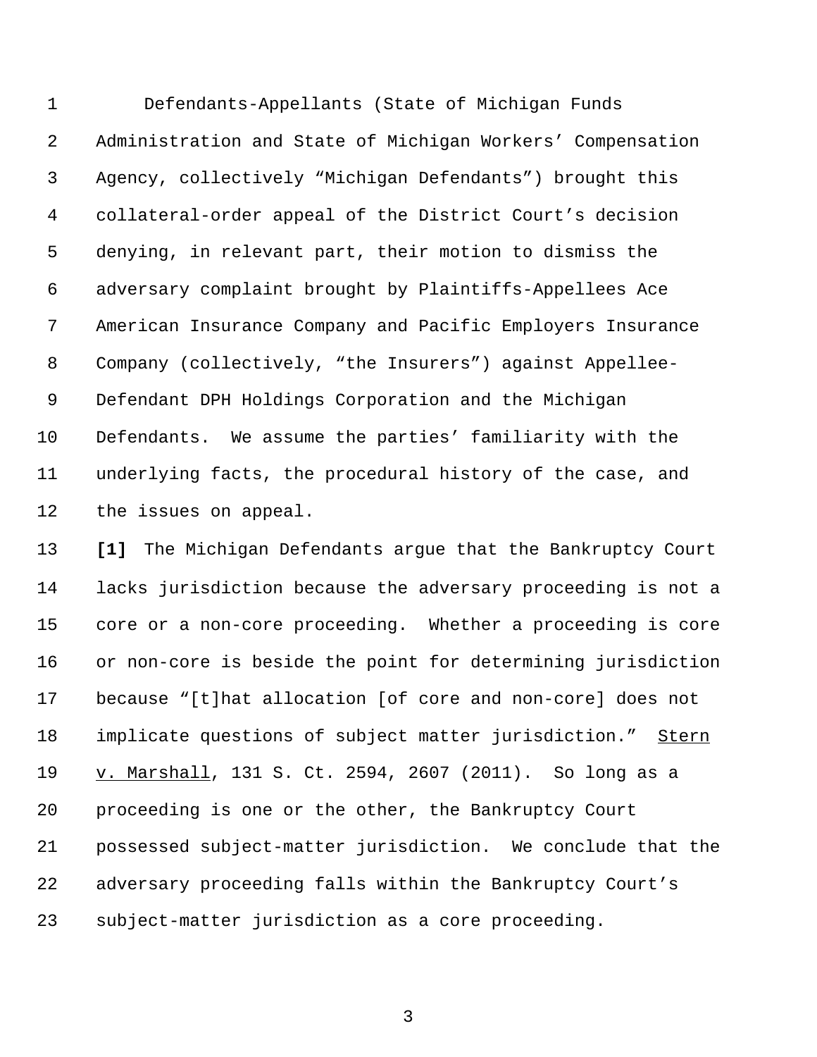Defendants-Appellants (State of Michigan Funds Administration and State of Michigan Workers' Compensation Agency, collectively "Michigan Defendants") brought this collateral-order appeal of the District Court's decision denying, in relevant part, their motion to dismiss the adversary complaint brought by Plaintiffs-Appellees Ace American Insurance Company and Pacific Employers Insurance Company (collectively, "the Insurers") against Appellee-Defendant DPH Holdings Corporation and the Michigan Defendants. We assume the parties' familiarity with the underlying facts, the procedural history of the case, and the issues on appeal.

**[1]** The Michigan Defendants argue that the Bankruptcy Court lacks jurisdiction because the adversary proceeding is not a core or a non-core proceeding. Whether a proceeding is core or non-core is beside the point for determining jurisdiction because "[t]hat allocation [of core and non-core] does not implicate questions of subject matter jurisdiction." Stern v. Marshall, 131 S. Ct. 2594, 2607 (2011). So long as a proceeding is one or the other, the Bankruptcy Court possessed subject-matter jurisdiction. We conclude that the adversary proceeding falls within the Bankruptcy Court's subject-matter jurisdiction as a core proceeding.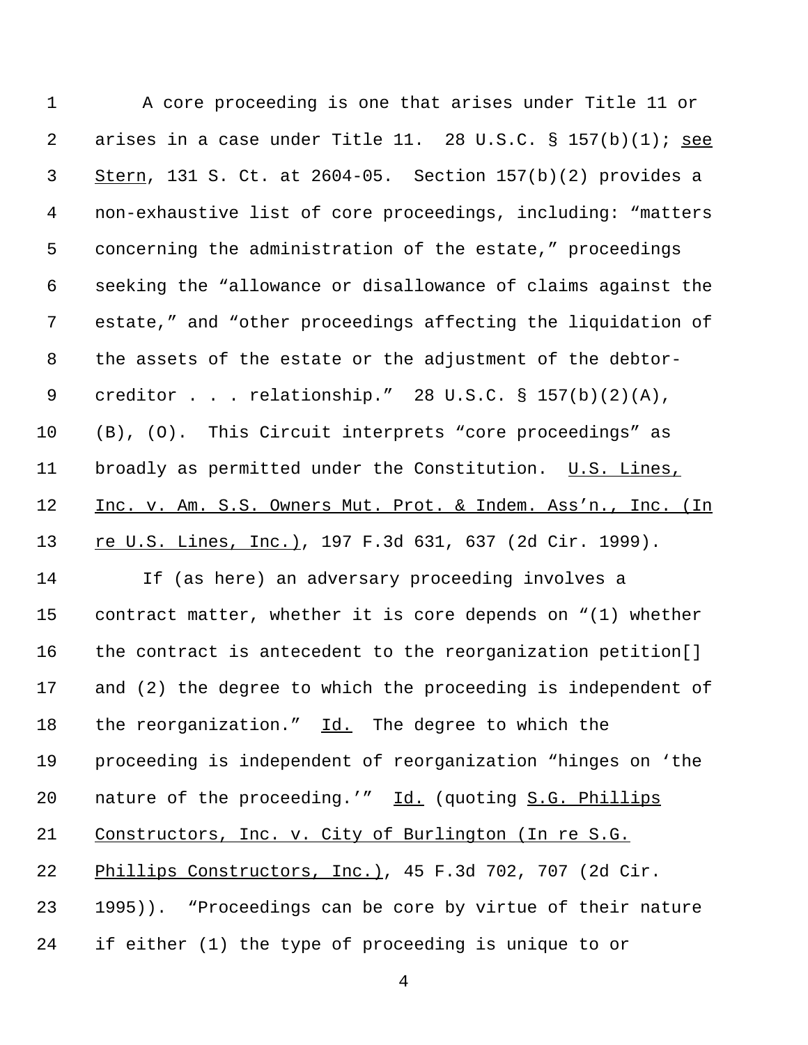A core proceeding is one that arises under Title 11 or arises in a case under Title 11. 28 U.S.C. § 157(b)(1); see Stern, 131 S. Ct. at 2604-05. Section 157(b)(2) provides a non-exhaustive list of core proceedings, including: "matters concerning the administration of the estate," proceedings seeking the "allowance or disallowance of claims against the estate," and "other proceedings affecting the liquidation of the assets of the estate or the adjustment of the debtor-creditor . . . relationship." 28 U.S.C. § 157(b)(2)(A), (B), (O). This Circuit interprets "core proceedings" as broadly as permitted under the Constitution. U.S. Lines, Inc. v. Am. S.S. Owners Mut. Prot. & Indem. Ass'n., Inc. (In re U.S. Lines, Inc.), 197 F.3d 631, 637 (2d Cir. 1999).

If (as here) an adversary proceeding involves a contract matter, whether it is core depends on "(1) whether the contract is antecedent to the reorganization petition[] and (2) the degree to which the proceeding is independent of the reorganization." Id. The degree to which the proceeding is independent of reorganization "hinges on 'the nature of the proceeding.'" Id. (quoting S.G. Phillips Constructors, Inc. v. City of Burlington (In re S.G. Phillips Constructors, Inc.), 45 F.3d 702, 707 (2d Cir. 1995)). "Proceedings can be core by virtue of their nature if either (1) the type of proceeding is unique to or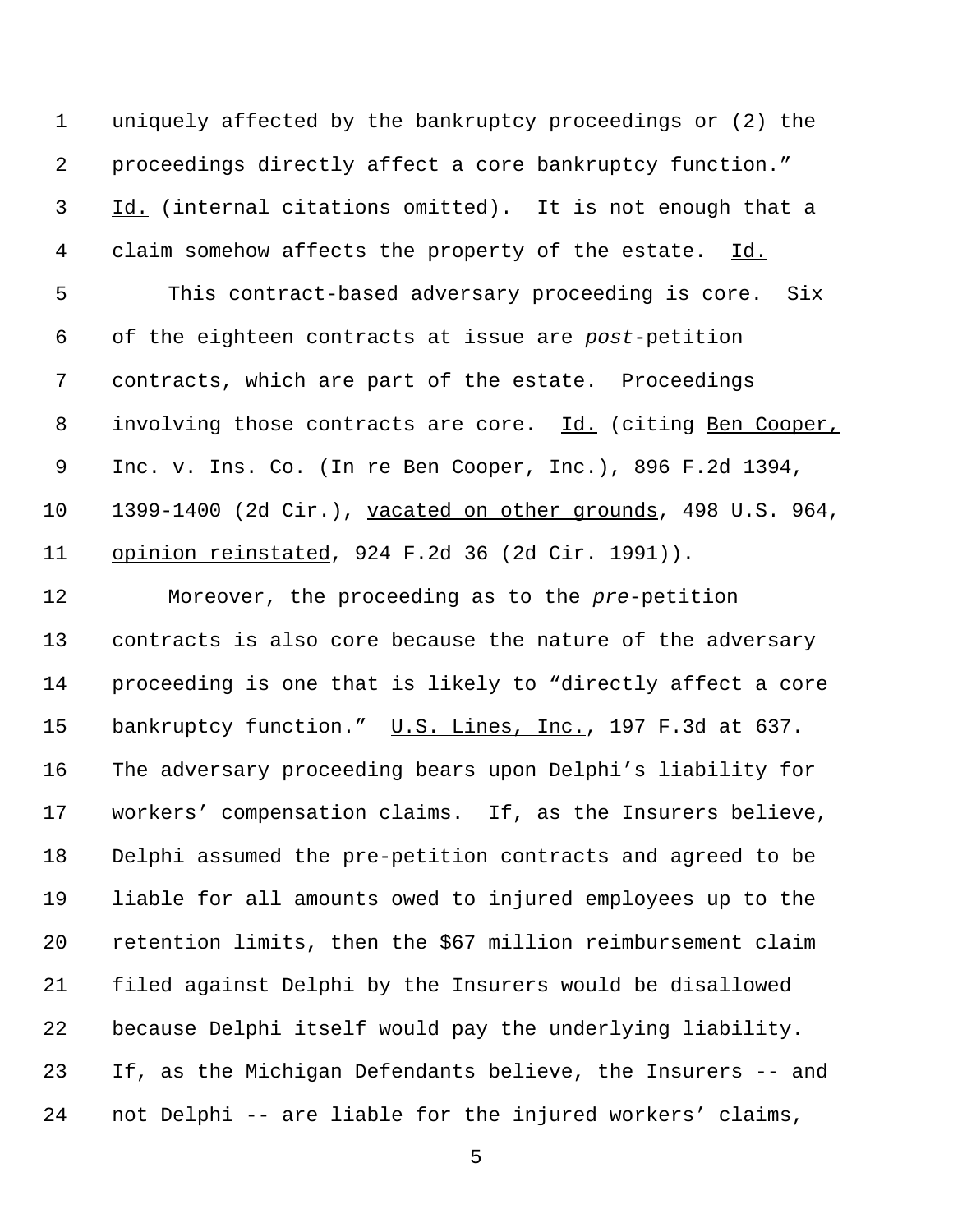uniquely affected by the bankruptcy proceedings or (2) the proceedings directly affect a core bankruptcy function." Id. (internal citations omitted). It is not enough that a claim somehow affects the property of the estate. Id.

This contract-based adversary proceeding is core. Six of the eighteen contracts at issue are *post*-petition contracts, which are part of the estate. Proceedings involving those contracts are core. Id. (citing Ben Cooper, Inc. v. Ins. Co. (In re Ben Cooper, Inc.), 896 F.2d 1394, 1399-1400 (2d Cir.), vacated on other grounds, 498 U.S. 964, opinion reinstated, 924 F.2d 36 (2d Cir. 1991)).

Moreover, the proceeding as to the *pre*-petition contracts is also core because the nature of the adversary proceeding is one that is likely to "directly affect a core bankruptcy function." U.S. Lines, Inc., 197 F.3d at 637. The adversary proceeding bears upon Delphi's liability for workers' compensation claims. If, as the Insurers believe, Delphi assumed the pre-petition contracts and agreed to be liable for all amounts owed to injured employees up to the retention limits, then the $67 million reimbursement claim filed against Delphi by the Insurers would be disallowed because Delphi itself would pay the underlying liability. If, as the Michigan Defendants believe, the Insurers -- and not Delphi -- are liable for the injured workers' claims,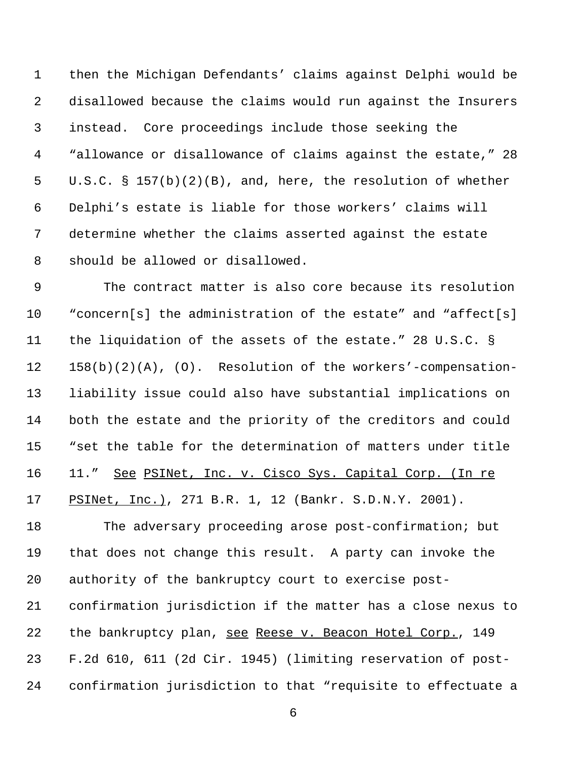then the Michigan Defendants' claims against Delphi would be disallowed because the claims would run against the Insurers instead. Core proceedings include those seeking the "allowance or disallowance of claims against the estate," 28 U.S.C. § 157(b)(2)(B), and, here, the resolution of whether Delphi's estate is liable for those workers' claims will determine whether the claims asserted against the estate should be allowed or disallowed.

The contract matter is also core because its resolution "concern[s] the administration of the estate" and "affect[s] the liquidation of the assets of the estate." 28 U.S.C. § 158(b)(2)(A), (O). Resolution of the workers'-compensation-liability issue could also have substantial implications on both the estate and the priority of the creditors and could "set the table for the determination of matters under title 11." <u>See</u> <u>PSINet, Inc. v. Cisco Sys. Capital Corp. (In re PSINet, Inc.)</u>, 271 B.R. 1, 12 (Bankr. S.D.N.Y. 2001).

The adversary proceeding arose post-confirmation; but that does not change this result. A party can invoke the authority of the bankruptcy court to exercise post-confirmation jurisdiction if the matter has a close nexus to the bankruptcy plan, <u>see</u> <u>Reese v. Beacon Hotel Corp.</u>, 149 F.2d 610, 611 (2d Cir. 1945) (limiting reservation of post-confirmation jurisdiction to that "requisite to effectuate a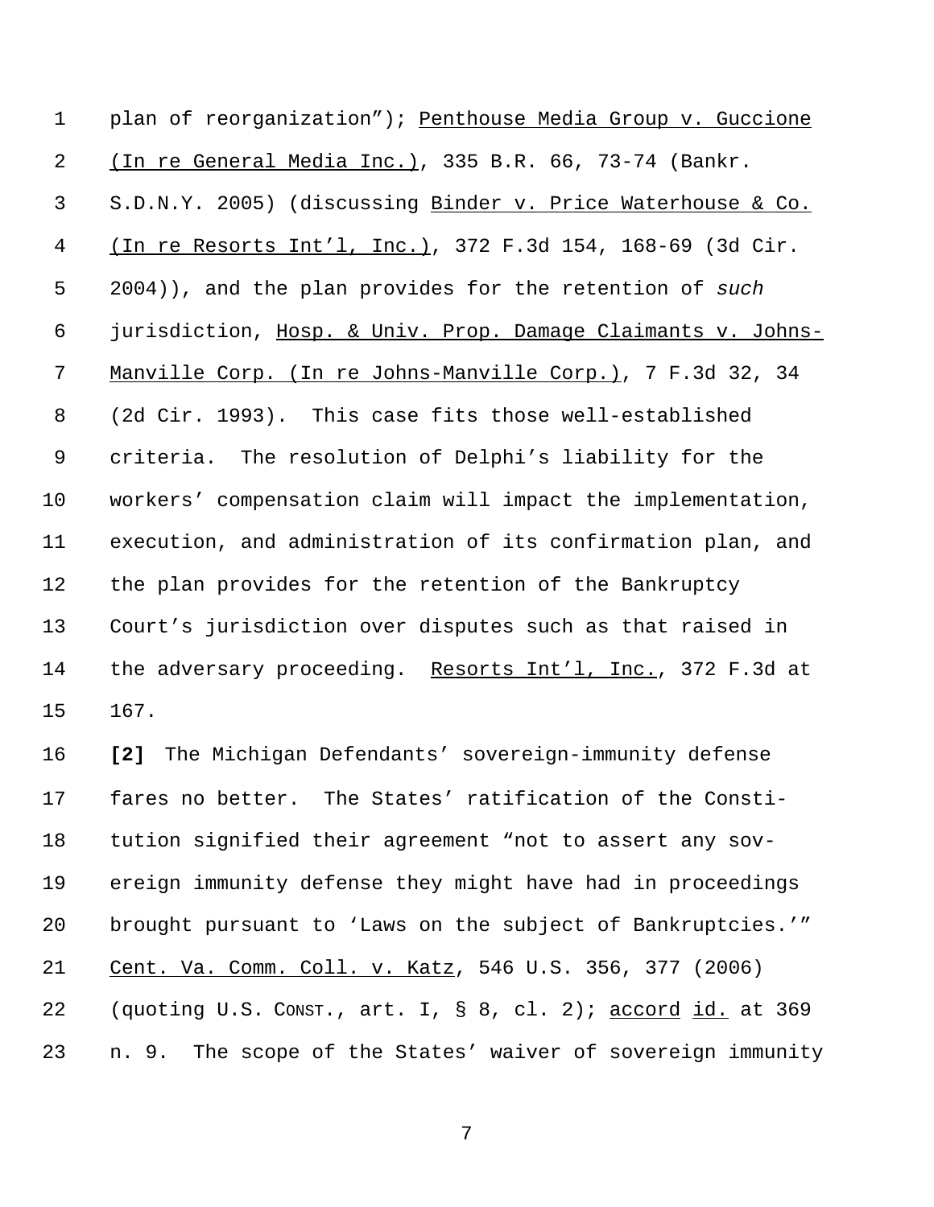plan of reorganization"); Penthouse Media Group v. Guccione (In re General Media Inc.), 335 B.R. 66, 73-74 (Bankr. S.D.N.Y. 2005) (discussing Binder v. Price Waterhouse & Co. (In re Resorts Int'l, Inc.), 372 F.3d 154, 168-69 (3d Cir. 2004)), and the plan provides for the retention of *such* jurisdiction, Hosp. & Univ. Prop. Damage Claimants v. Johns-Manville Corp. (In re Johns-Manville Corp.), 7 F.3d 32, 34 (2d Cir. 1993). This case fits those well-established criteria. The resolution of Delphi's liability for the workers' compensation claim will impact the implementation, execution, and administration of its confirmation plan, and the plan provides for the retention of the Bankruptcy Court's jurisdiction over disputes such as that raised in the adversary proceeding. Resorts Int'l, Inc., 372 F.3d at 167.

**[2]** The Michigan Defendants' sovereign-immunity defense fares no better. The States' ratification of the Constitution signified their agreement "not to assert any sovereign immunity defense they might have had in proceedings brought pursuant to 'Laws on the subject of Bankruptcies.'" Cent. Va. Comm. Coll. v. Katz, 546 U.S. 356, 377 (2006) (quoting U.S. CONST., art. I, § 8, cl. 2); accord id. at 369 n. 9. The scope of the States' waiver of sovereign immunity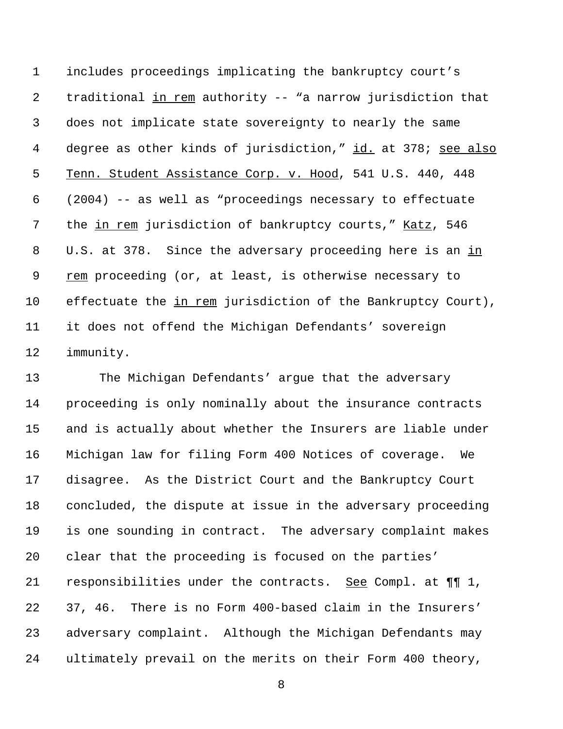includes proceedings implicating the bankruptcy court's traditional _in rem_ authority -- "a narrow jurisdiction that does not implicate state sovereignty to nearly the same degree as other kinds of jurisdiction," _id._ at 378; _see also_ _Tenn. Student Assistance Corp. v. Hood_, 541 U.S. 440, 448 (2004) -- as well as "proceedings necessary to effectuate the _in rem_ jurisdiction of bankruptcy courts," _Katz_, 546 U.S. at 378. Since the adversary proceeding here is an _in rem_ proceeding (or, at least, is otherwise necessary to effectuate the _in rem_ jurisdiction of the Bankruptcy Court), it does not offend the Michigan Defendants' sovereign immunity.

The Michigan Defendants' argue that the adversary proceeding is only nominally about the insurance contracts and is actually about whether the Insurers are liable under Michigan law for filing Form 400 Notices of coverage. We disagree. As the District Court and the Bankruptcy Court concluded, the dispute at issue in the adversary proceeding is one sounding in contract. The adversary complaint makes clear that the proceeding is focused on the parties' responsibilities under the contracts. _See_ Compl. at ¶¶ 1, 37, 46. There is no Form 400-based claim in the Insurers' adversary complaint. Although the Michigan Defendants may ultimately prevail on the merits on their Form 400 theory,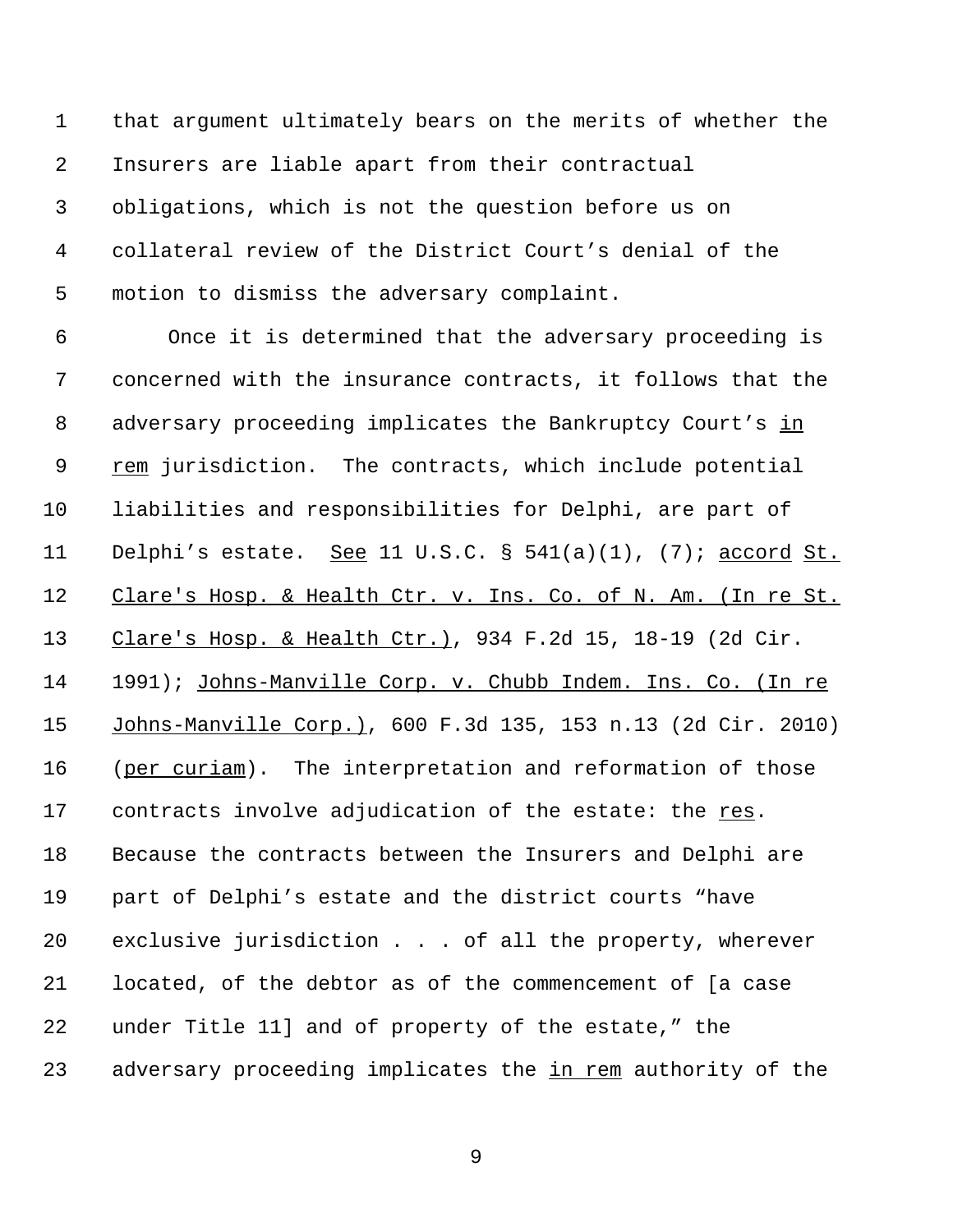that argument ultimately bears on the merits of whether the Insurers are liable apart from their contractual obligations, which is not the question before us on collateral review of the District Court's denial of the motion to dismiss the adversary complaint.

Once it is determined that the adversary proceeding is concerned with the insurance contracts, it follows that the adversary proceeding implicates the Bankruptcy Court's *in rem* jurisdiction. The contracts, which include potential liabilities and responsibilities for Delphi, are part of Delphi's estate. *See* 11 U.S.C. § 541(a)(1), (7); *accord* *St. Clare's Hosp. & Health Ctr. v. Ins. Co. of N. Am. (In re St. Clare's Hosp. & Health Ctr.)*, 934 F.2d 15, 18-19 (2d Cir. 1991); *Johns-Manville Corp. v. Chubb Indem. Ins. Co. (In re Johns-Manville Corp.)*, 600 F.3d 135, 153 n.13 (2d Cir. 2010) (*per curiam*). The interpretation and reformation of those contracts involve adjudication of the estate: the *res*. Because the contracts between the Insurers and Delphi are part of Delphi's estate and the district courts "have exclusive jurisdiction . . . of all the property, wherever located, of the debtor as of the commencement of [a case under Title 11] and of property of the estate," the adversary proceeding implicates the *in rem* authority of the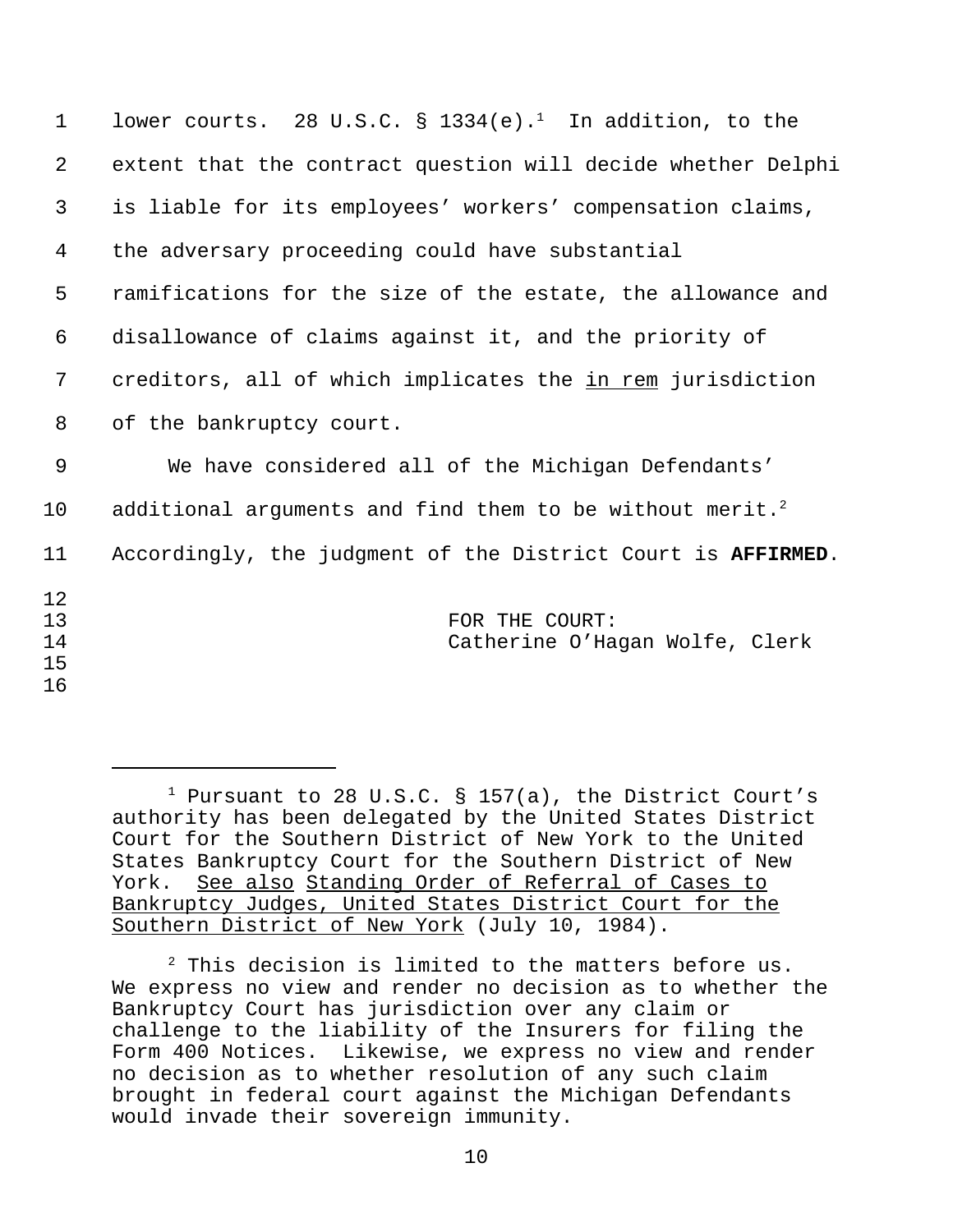lower courts. 28 U.S.C. § 1334(e).[1] In addition, to the extent that the contract question will decide whether Delphi is liable for its employees' workers' compensation claims, the adversary proceeding could have substantial ramifications for the size of the estate, the allowance and disallowance of claims against it, and the priority of creditors, all of which implicates the in rem jurisdiction of the bankruptcy court.

We have considered all of the Michigan Defendants' additional arguments and find them to be without merit.[2] Accordingly, the judgment of the District Court is **AFFIRMED**.

FOR THE COURT:
Catherine O'Hagan Wolfe, Clerk

---

[1] Pursuant to 28 U.S.C. § 157(a), the District Court's authority has been delegated by the United States District Court for the Southern District of New York to the United States Bankruptcy Court for the Southern District of New York. See also Standing Order of Referral of Cases to Bankruptcy Judges, United States District Court for the Southern District of New York (July 10, 1984).

[2] This decision is limited to the matters before us. We express no view and render no decision as to whether the Bankruptcy Court has jurisdiction over any claim or challenge to the liability of the Insurers for filing the Form 400 Notices. Likewise, we express no view and render no decision as to whether resolution of any such claim brought in federal court against the Michigan Defendants would invade their sovereign immunity.